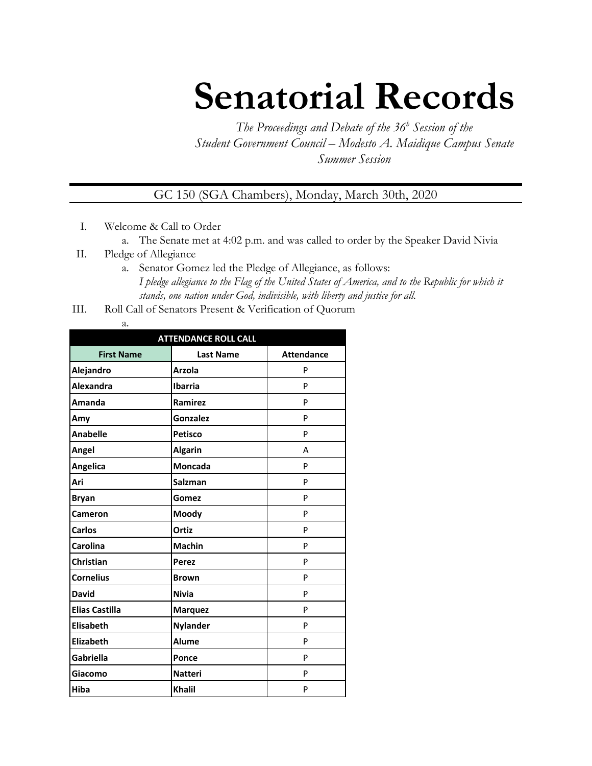# Senatorial Records

*The Proceedings and Debate of the 36b Session of the Student Government Council – Modesto A. Maidique Campus Senate Summer Session*

GC 150 (SGA Chambers), Monday, March 30th, 2020

I. Welcome & Call to Order
   a. The Senate met at 4:02 p.m. and was called to order by the Speaker David Nivia

II. Pledge of Allegiance
   a. Senator Gomez led the Pledge of Allegiance, as follows:
      *I pledge allegiance to the Flag of the United States of America, and to the Republic for which it stands, one nation under God, indivisible, with liberty and justice for all.*

III. Roll Call of Senators Present & Verification of Quorum
   a.

| ATTENDANCE ROLL CALL | | |
|---|---|---|
| **First Name** | **Last Name** | **Attendance** |
| **Alejandro** | **Arzola** | P |
| **Alexandra** | **Ibarria** | P |
| **Amanda** | **Ramirez** | P |
| **Amy** | **Gonzalez** | P |
| **Anabelle** | **Petisco** | P |
| **Angel** | **Algarin** | A |
| **Angelica** | **Moncada** | P |
| **Ari** | **Salzman** | P |
| **Bryan** | **Gomez** | P |
| **Cameron** | **Moody** | P |
| **Carlos** | **Ortiz** | P |
| **Carolina** | **Machin** | P |
| **Christian** | **Perez** | P |
| **Cornelius** | **Brown** | P |
| **David** | **Nivia** | P |
| **Elias Castilla** | **Marquez** | P |
| **Elisabeth** | **Nylander** | P |
| **Elizabeth** | **Alume** | P |
| **Gabriella** | **Ponce** | P |
| **Giacomo** | **Natteri** | P |
| **Hiba** | **Khalil** | P |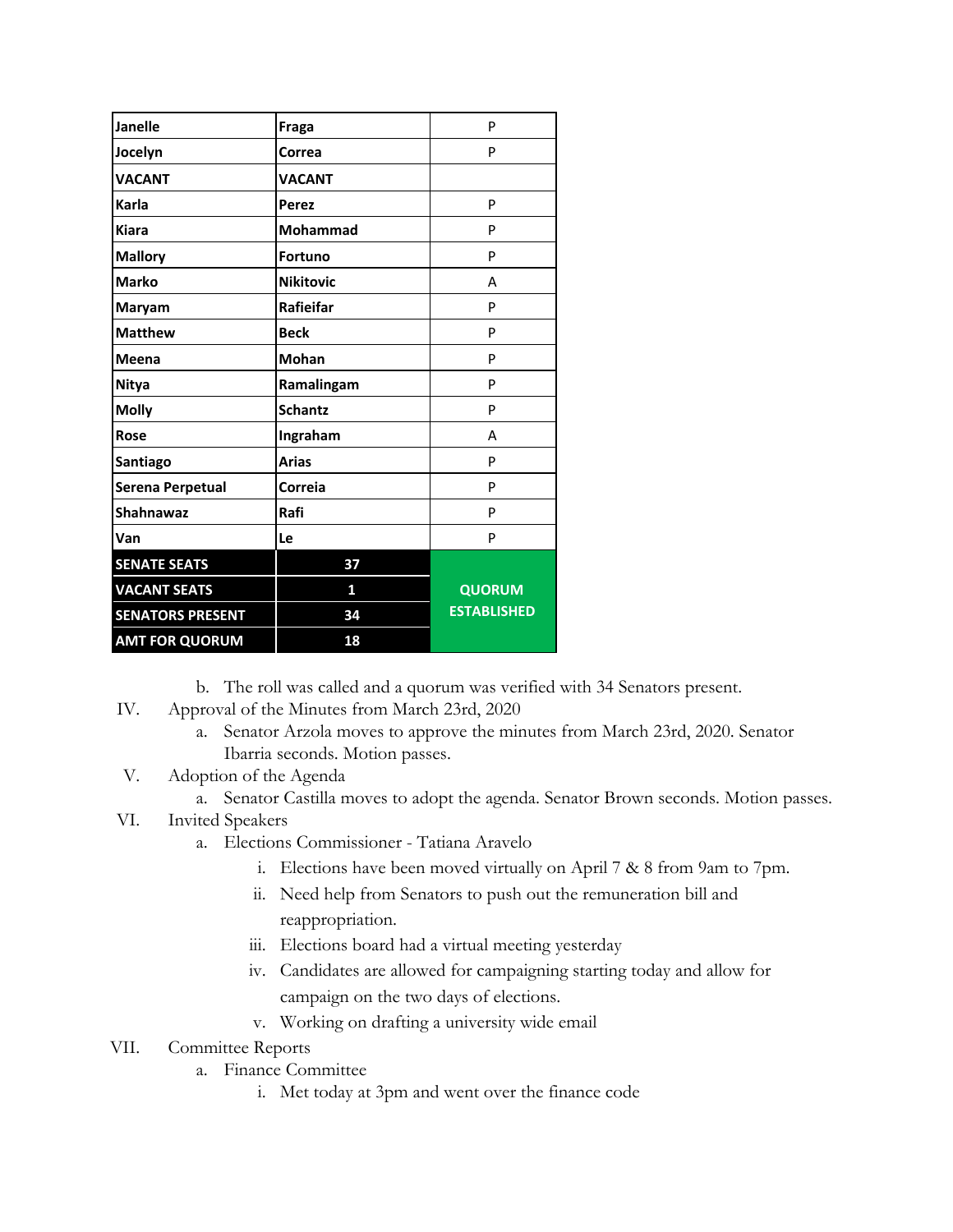| Janelle | Fraga | P |
|---|---|---|
| Jocelyn | Correa | P |
| VACANT | VACANT | |
| Karla | Perez | P |
| Kiara | Mohammad | P |
| Mallory | Fortuno | P |
| Marko | Nikitovic | A |
| Maryam | Rafieifar | P |
| Matthew | Beck | P |
| Meena | Mohan | P |
| Nitya | Ramalingam | P |
| Molly | Schantz | P |
| Rose | Ingraham | A |
| Santiago | Arias | P |
| Serena Perpetual | Correia | P |
| Shahnawaz | Rafi | P |
| Van | Le | P |
| **SENATE SEATS** | **37** | **QUORUM ESTABLISHED** |
| **VACANT SEATS** | **1** | |
| **SENATORS PRESENT** | **34** | |
| **AMT FOR QUORUM** | **18** | |

b. The roll was called and a quorum was verified with 34 Senators present.

IV. Approval of the Minutes from March 23rd, 2020

a. Senator Arzola moves to approve the minutes from March 23rd, 2020. Senator Ibarria seconds. Motion passes.

V. Adoption of the Agenda

a. Senator Castilla moves to adopt the agenda. Senator Brown seconds. Motion passes.

VI. Invited Speakers

a. Elections Commissioner - Tatiana Aravelo

i. Elections have been moved virtually on April 7 & 8 from 9am to 7pm.

ii. Need help from Senators to push out the remuneration bill and reappropriation.

iii. Elections board had a virtual meeting yesterday

iv. Candidates are allowed for campaigning starting today and allow for campaign on the two days of elections.

v. Working on drafting a university wide email

VII. Committee Reports

a. Finance Committee

i. Met today at 3pm and went over the finance code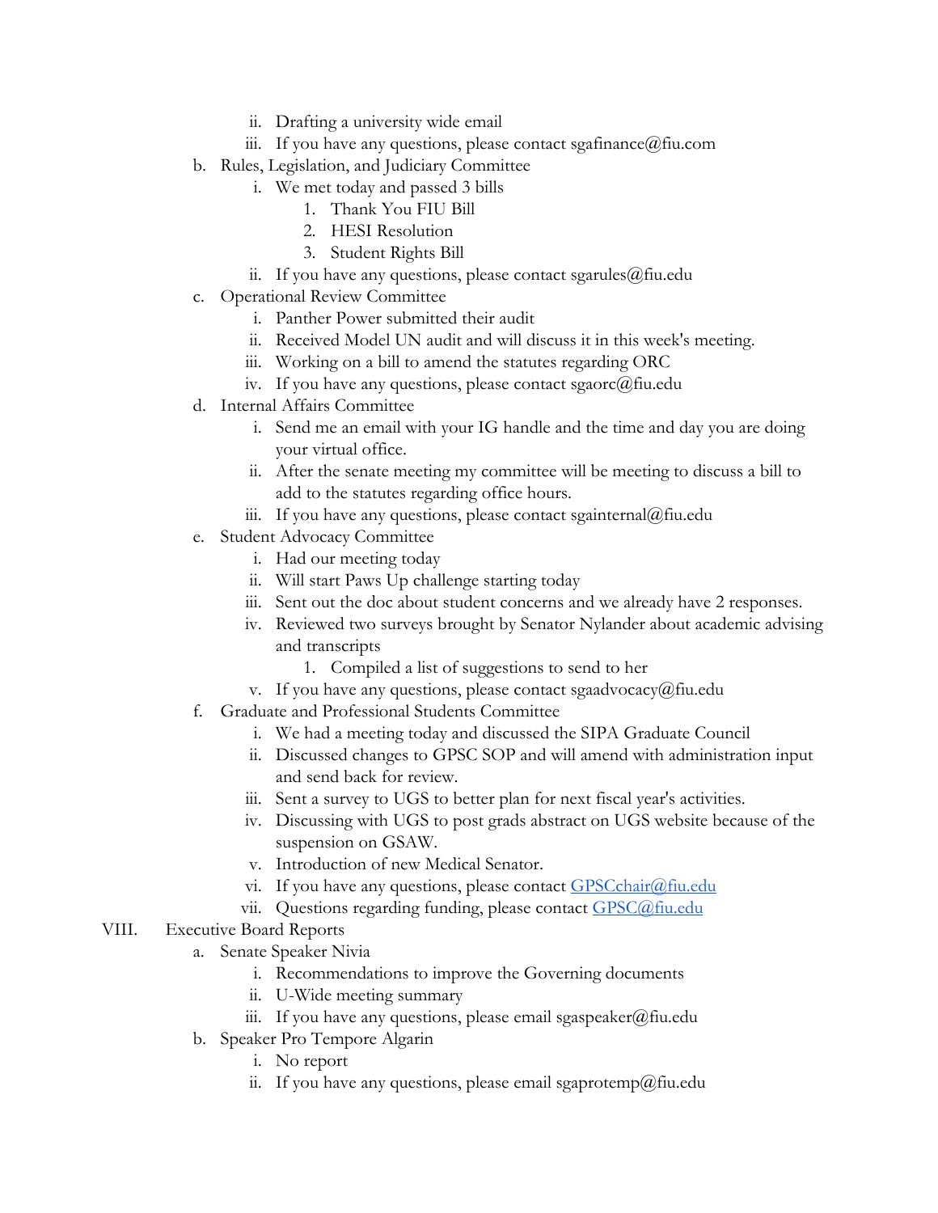ii. Drafting a university wide email
   iii. If you have any questions, please contact sgafinance@fiu.com

b. Rules, Legislation, and Judiciary Committee
   i. We met today and passed 3 bills
      1. Thank You FIU Bill
      2. HESI Resolution
      3. Student Rights Bill
   ii. If you have any questions, please contact sgarules@fiu.edu

c. Operational Review Committee
   i. Panther Power submitted their audit
   ii. Received Model UN audit and will discuss it in this week's meeting.
   iii. Working on a bill to amend the statutes regarding ORC
   iv. If you have any questions, please contact sgaorc@fiu.edu

d. Internal Affairs Committee
   i. Send me an email with your IG handle and the time and day you are doing your virtual office.
   ii. After the senate meeting my committee will be meeting to discuss a bill to add to the statutes regarding office hours.
   iii. If you have any questions, please contact sgainternal@fiu.edu

e. Student Advocacy Committee
   i. Had our meeting today
   ii. Will start Paws Up challenge starting today
   iii. Sent out the doc about student concerns and we already have 2 responses.
   iv. Reviewed two surveys brought by Senator Nylander about academic advising and transcripts
      1. Compiled a list of suggestions to send to her
   v. If you have any questions, please contact sgaadvocacy@fiu.edu

f. Graduate and Professional Students Committee
   i. We had a meeting today and discussed the SIPA Graduate Council
   ii. Discussed changes to GPSC SOP and will amend with administration input and send back for review.
   iii. Sent a survey to UGS to better plan for next fiscal year's activities.
   iv. Discussing with UGS to post grads abstract on UGS website because of the suspension on GSAW.
   v. Introduction of new Medical Senator.
   vi. If you have any questions, please contact GPSCchair@fiu.edu
   vii. Questions regarding funding, please contact GPSC@fiu.edu

VIII. Executive Board Reports

a. Senate Speaker Nivia
   i. Recommendations to improve the Governing documents
   ii. U-Wide meeting summary
   iii. If you have any questions, please email sgaspeaker@fiu.edu

b. Speaker Pro Tempore Algarin
   i. No report
   ii. If you have any questions, please email sgaprotemp@fiu.edu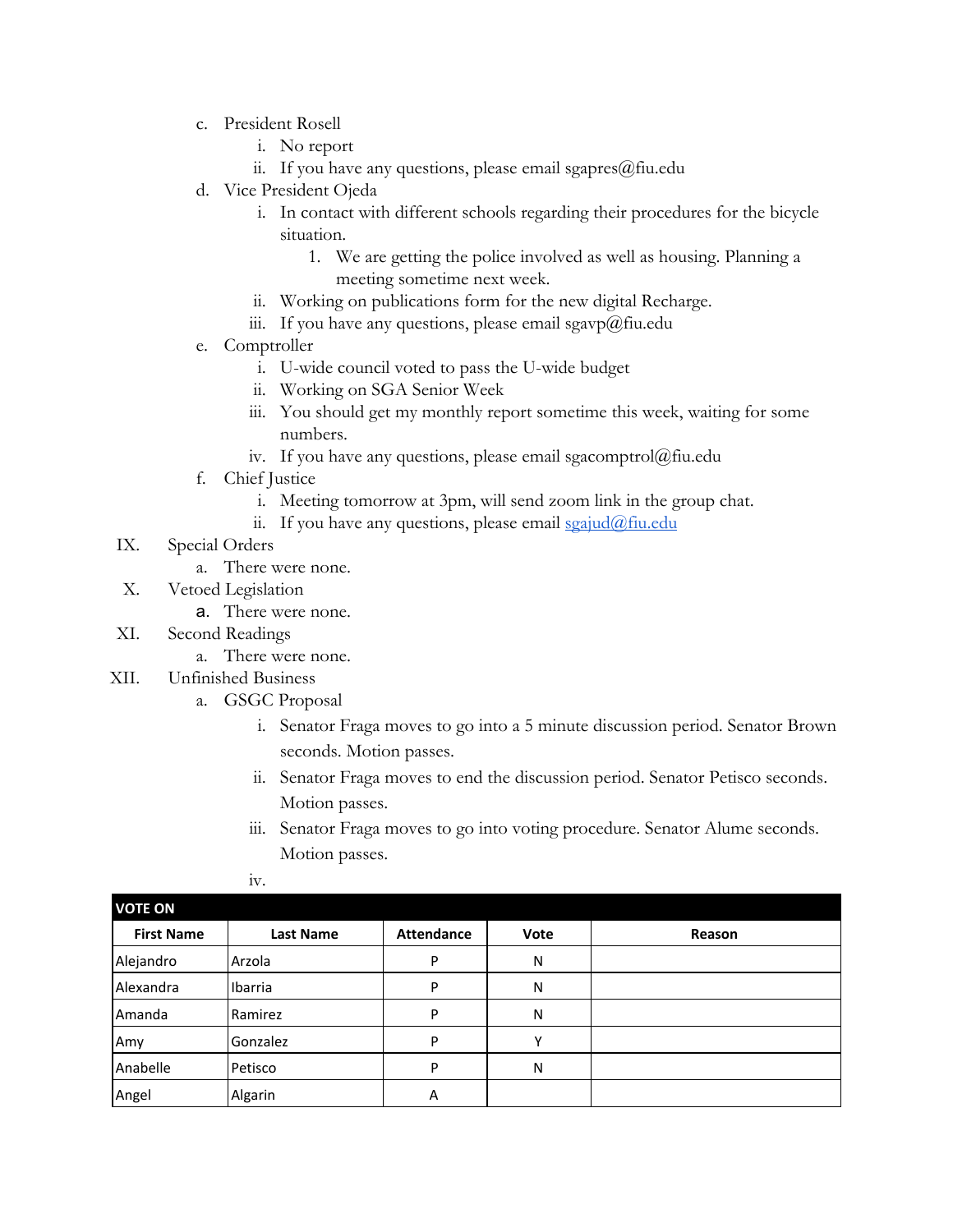c. President Rosell
    i. No report
    ii. If you have any questions, please email sgapres@fiu.edu

d. Vice President Ojeda
    i. In contact with different schools regarding their procedures for the bicycle situation.
        1. We are getting the police involved as well as housing. Planning a meeting sometime next week.
    ii. Working on publications form for the new digital Recharge.
    iii. If you have any questions, please email sgavp@fiu.edu

e. Comptroller
    i. U-wide council voted to pass the U-wide budget
    ii. Working on SGA Senior Week
    iii. You should get my monthly report sometime this week, waiting for some numbers.
    iv. If you have any questions, please email sgacomptrol@fiu.edu

f. Chief Justice
    i. Meeting tomorrow at 3pm, will send zoom link in the group chat.
    ii. If you have any questions, please email sgajud@fiu.edu

IX. Special Orders
    a. There were none.

X. Vetoed Legislation
    a. There were none.

XI. Second Readings
    a. There were none.

XII. Unfinished Business
    a. GSGC Proposal
        i. Senator Fraga moves to go into a 5 minute discussion period. Senator Brown seconds. Motion passes.
        ii. Senator Fraga moves to end the discussion period. Senator Petisco seconds. Motion passes.
        iii. Senator Fraga moves to go into voting procedure. Senator Alume seconds. Motion passes.
        iv.

| VOTE ON | | | | |
|---|---|---|---|---|
| First Name | Last Name | Attendance | Vote | Reason |
| Alejandro | Arzola | P | N | |
| Alexandra | Ibarria | P | N | |
| Amanda | Ramirez | P | N | |
| Amy | Gonzalez | P | Y | |
| Anabelle | Petisco | P | N | |
| Angel | Algarin | A | | |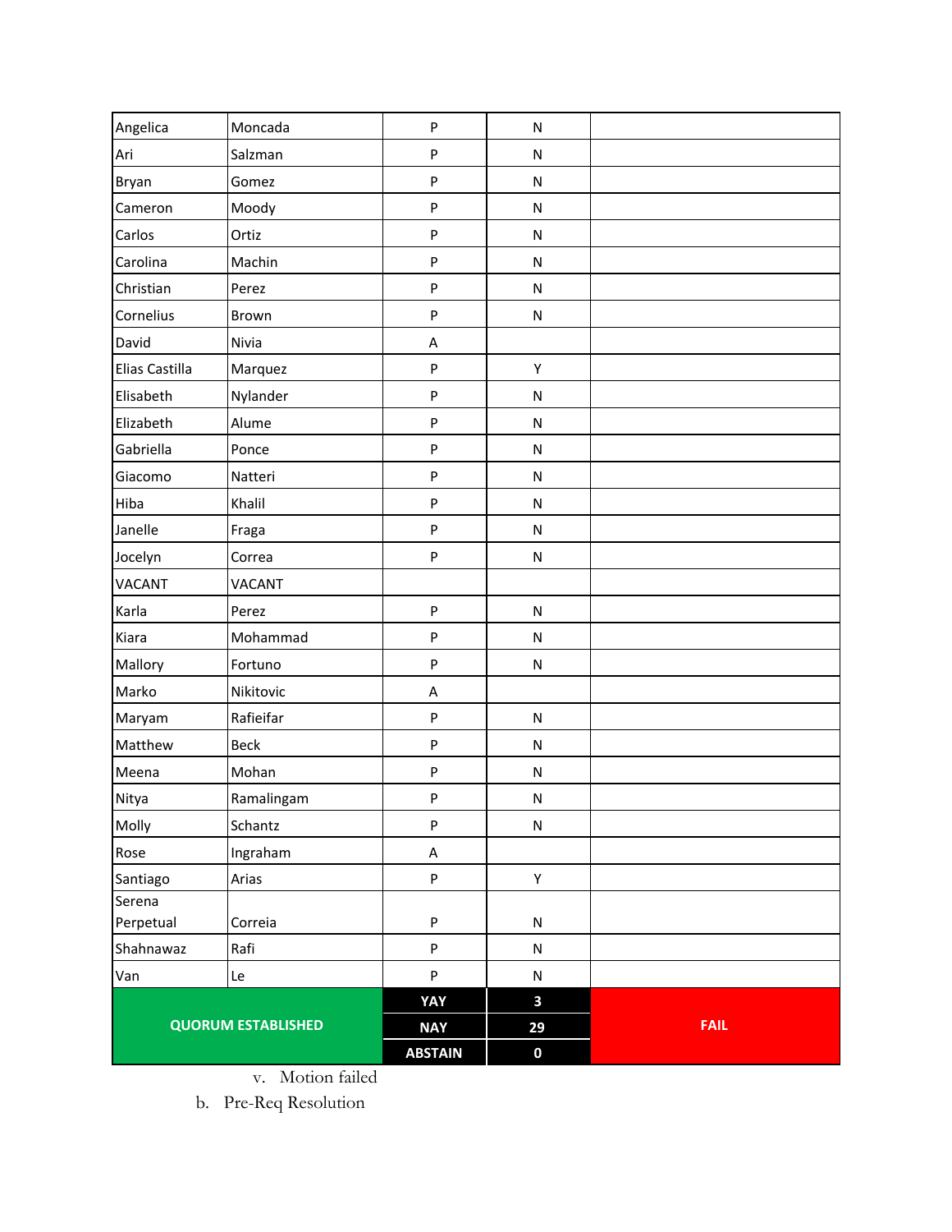| Angelica | Moncada | P | N | |
|---|---|---|---|---|
| Ari | Salzman | P | N | |
| Bryan | Gomez | P | N | |
| Cameron | Moody | P | N | |
| Carlos | Ortiz | P | N | |
| Carolina | Machin | P | N | |
| Christian | Perez | P | N | |
| Cornelius | Brown | P | N | |
| David | Nivia | A | | |
| Elias Castilla | Marquez | P | Y | |
| Elisabeth | Nylander | P | N | |
| Elizabeth | Alume | P | N | |
| Gabriella | Ponce | P | N | |
| Giacomo | Natteri | P | N | |
| Hiba | Khalil | P | N | |
| Janelle | Fraga | P | N | |
| Jocelyn | Correa | P | N | |
| VACANT | VACANT | | | |
| Karla | Perez | P | N | |
| Kiara | Mohammad | P | N | |
| Mallory | Fortuno | P | N | |
| Marko | Nikitovic | A | | |
| Maryam | Rafieifar | P | N | |
| Matthew | Beck | P | N | |
| Meena | Mohan | P | N | |
| Nitya | Ramalingam | P | N | |
| Molly | Schantz | P | N | |
| Rose | Ingraham | A | | |
| Santiago | Arias | P | Y | |
| Serena Perpetual | Correia | P | N | |
| Shahnawaz | Rafi | P | N | |
| Van | Le | P | N | |
| QUORUM ESTABLISHED | | YAY | 3 | FAIL |
| | | NAY | 29 | |
| | | ABSTAIN | 0 | |

v. Motion failed

b. Pre-Req Resolution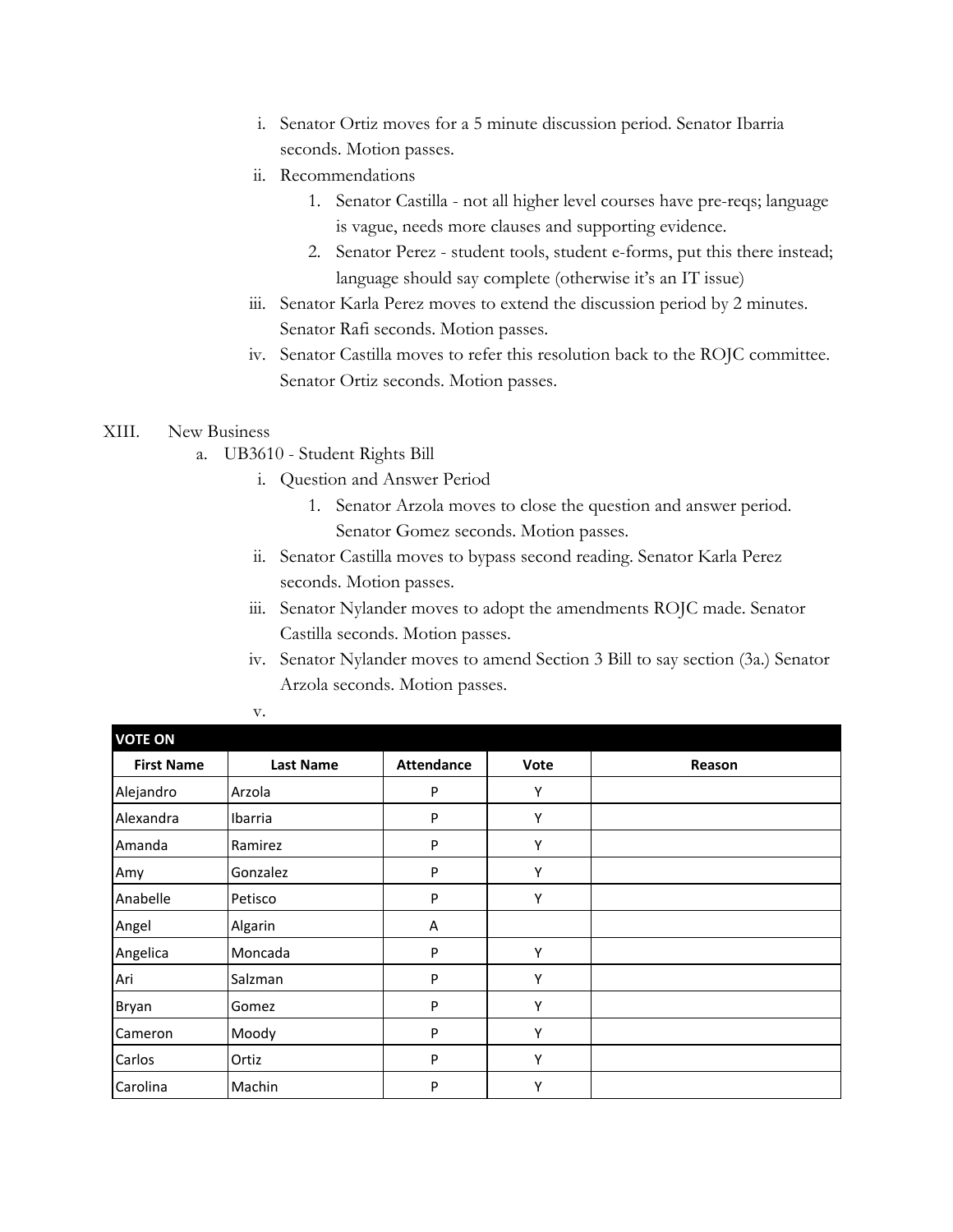i. Senator Ortiz moves for a 5 minute discussion period. Senator Ibarria seconds. Motion passes.

ii. Recommendations

1. Senator Castilla - not all higher level courses have pre-reqs; language is vague, needs more clauses and supporting evidence.
2. Senator Perez - student tools, student e-forms, put this there instead; language should say complete (otherwise it's an IT issue)

iii. Senator Karla Perez moves to extend the discussion period by 2 minutes. Senator Rafi seconds. Motion passes.

iv. Senator Castilla moves to refer this resolution back to the ROJC committee. Senator Ortiz seconds. Motion passes.

XIII. New Business

a. UB3610 - Student Rights Bill

i. Question and Answer Period

1. Senator Arzola moves to close the question and answer period. Senator Gomez seconds. Motion passes.

ii. Senator Castilla moves to bypass second reading. Senator Karla Perez seconds. Motion passes.

iii. Senator Nylander moves to adopt the amendments ROJC made. Senator Castilla seconds. Motion passes.

iv. Senator Nylander moves to amend Section 3 Bill to say section (3a.) Senator Arzola seconds. Motion passes.

v.

| VOTE ON | | | | |
|---|---|---|---|---|
| **First Name** | **Last Name** | **Attendance** | **Vote** | **Reason** |
| Alejandro | Arzola | P | Y | |
| Alexandra | Ibarria | P | Y | |
| Amanda | Ramirez | P | Y | |
| Amy | Gonzalez | P | Y | |
| Anabelle | Petisco | P | Y | |
| Angel | Algarin | A | | |
| Angelica | Moncada | P | Y | |
| Ari | Salzman | P | Y | |
| Bryan | Gomez | P | Y | |
| Cameron | Moody | P | Y | |
| Carlos | Ortiz | P | Y | |
| Carolina | Machin | P | Y | |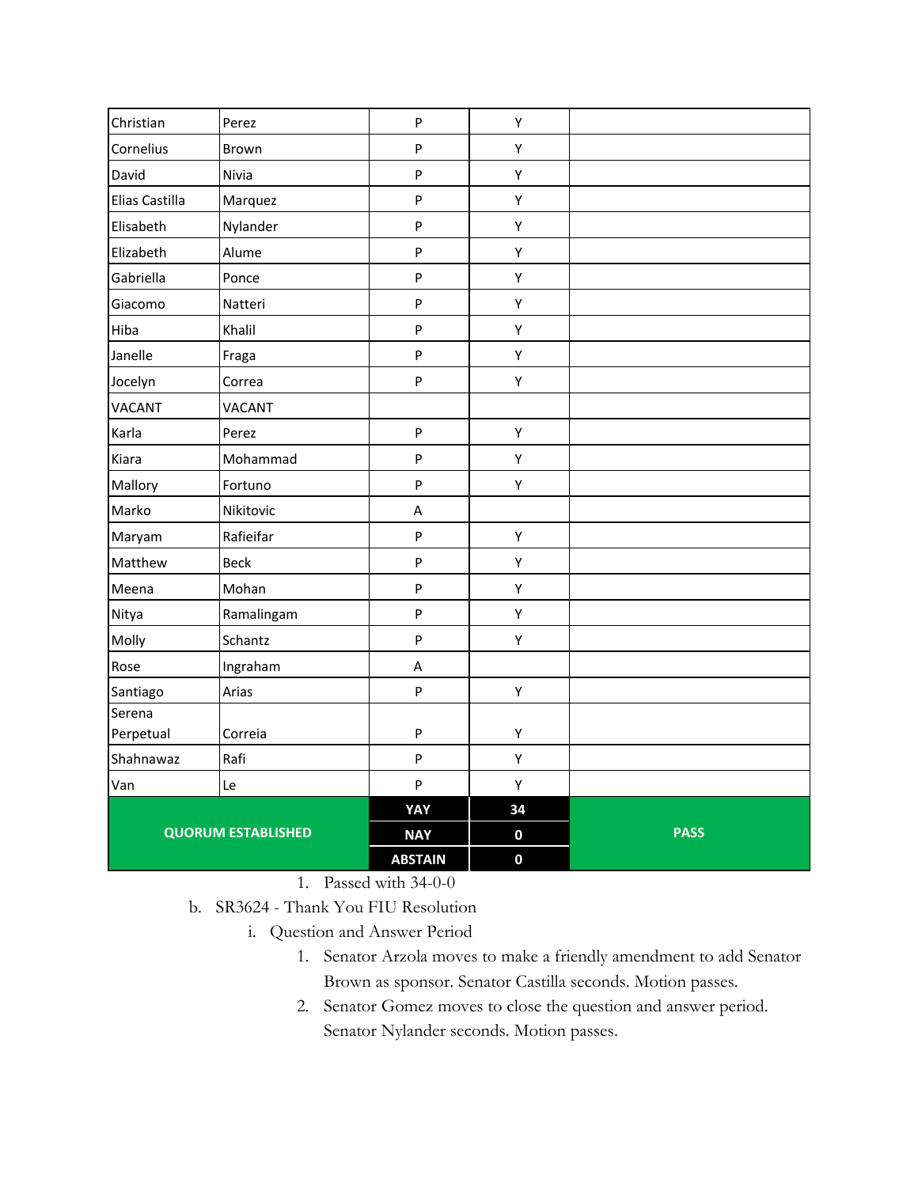| Christian | Perez | P | Y | |
|---|---|---|---|---|
| Cornelius | Brown | P | Y | |
| David | Nivia | P | Y | |
| Elias Castilla | Marquez | P | Y | |
| Elisabeth | Nylander | P | Y | |
| Elizabeth | Alume | P | Y | |
| Gabriella | Ponce | P | Y | |
| Giacomo | Natteri | P | Y | |
| Hiba | Khalil | P | Y | |
| Janelle | Fraga | P | Y | |
| Jocelyn | Correa | P | Y | |
| VACANT | VACANT | | | |
| Karla | Perez | P | Y | |
| Kiara | Mohammad | P | Y | |
| Mallory | Fortuno | P | Y | |
| Marko | Nikitovic | A | | |
| Maryam | Rafieifar | P | Y | |
| Matthew | Beck | P | Y | |
| Meena | Mohan | P | Y | |
| Nitya | Ramalingam | P | Y | |
| Molly | Schantz | P | Y | |
| Rose | Ingraham | A | | |
| Santiago | Arias | P | Y | |
| Serena Perpetual | Correia | P | Y | |
| Shahnawaz | Rafi | P | Y | |
| Van | Le | P | Y | |
| **QUORUM ESTABLISHED** | | **YAY** | **34** | **PASS** |
| | | **NAY** | **0** | |
| | | **ABSTAIN** | **0** | |

1. Passed with 34-0-0

b. SR3624 - Thank You FIU Resolution

   i. Question and Answer Period

      1. Senator Arzola moves to make a friendly amendment to add Senator Brown as sponsor. Senator Castilla seconds. Motion passes.
      2. Senator Gomez moves to close the question and answer period. Senator Nylander seconds. Motion passes.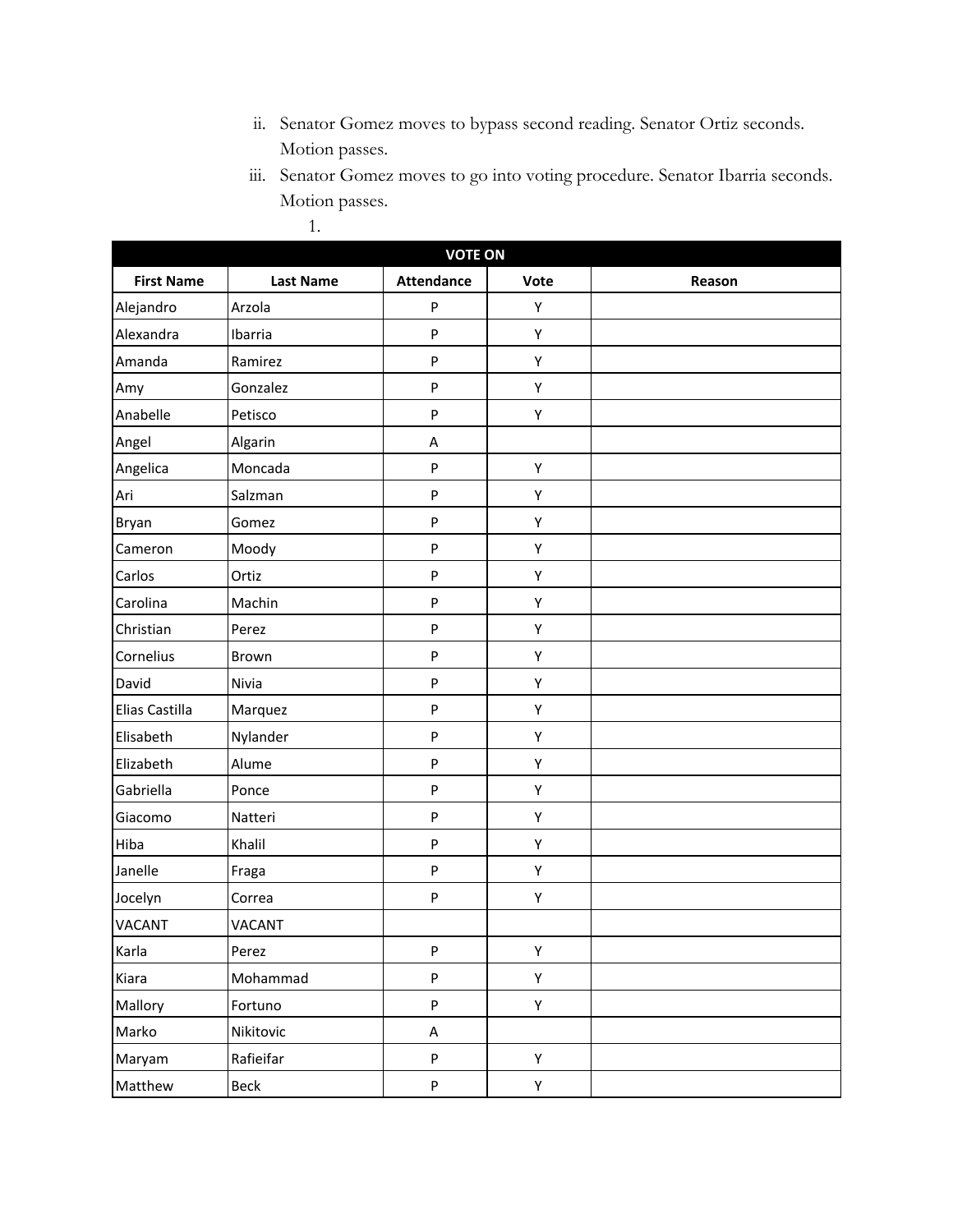ii. Senator Gomez moves to bypass second reading. Senator Ortiz seconds. Motion passes.

iii. Senator Gomez moves to go into voting procedure. Senator Ibarria seconds. Motion passes.

1.

| VOTE ON | | | | |
|---|---|---|---|---|
| **First Name** | **Last Name** | **Attendance** | **Vote** | **Reason** |
| Alejandro | Arzola | P | Y | |
| Alexandra | Ibarria | P | Y | |
| Amanda | Ramirez | P | Y | |
| Amy | Gonzalez | P | Y | |
| Anabelle | Petisco | P | Y | |
| Angel | Algarin | A | | |
| Angelica | Moncada | P | Y | |
| Ari | Salzman | P | Y | |
| Bryan | Gomez | P | Y | |
| Cameron | Moody | P | Y | |
| Carlos | Ortiz | P | Y | |
| Carolina | Machin | P | Y | |
| Christian | Perez | P | Y | |
| Cornelius | Brown | P | Y | |
| David | Nivia | P | Y | |
| Elias Castilla | Marquez | P | Y | |
| Elisabeth | Nylander | P | Y | |
| Elizabeth | Alume | P | Y | |
| Gabriella | Ponce | P | Y | |
| Giacomo | Natteri | P | Y | |
| Hiba | Khalil | P | Y | |
| Janelle | Fraga | P | Y | |
| Jocelyn | Correa | P | Y | |
| VACANT | VACANT | | | |
| Karla | Perez | P | Y | |
| Kiara | Mohammad | P | Y | |
| Mallory | Fortuno | P | Y | |
| Marko | Nikitovic | A | | |
| Maryam | Rafieifar | P | Y | |
| Matthew | Beck | P | Y | |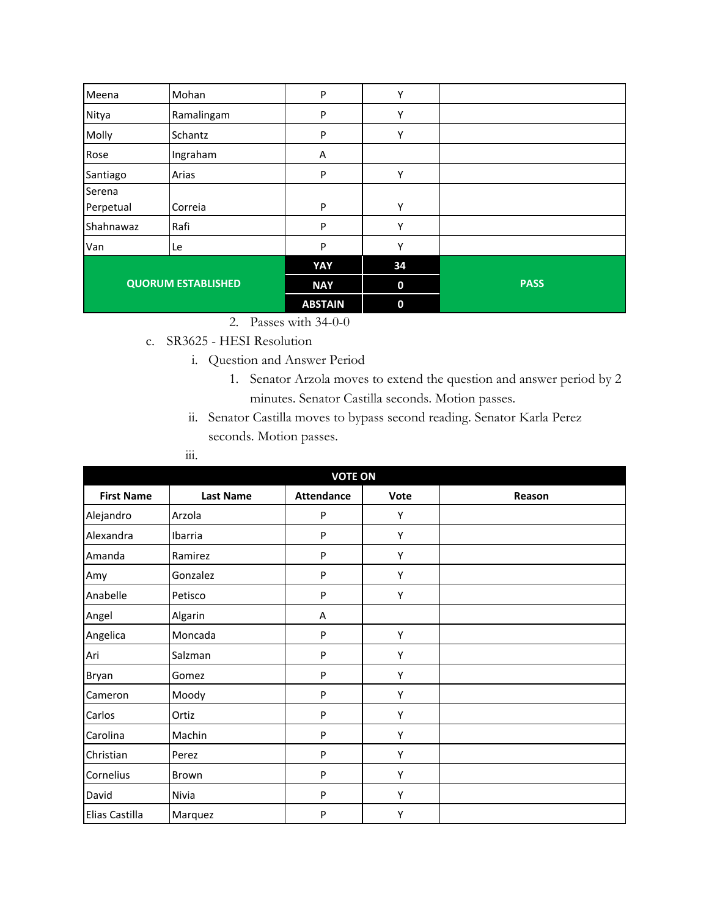| Meena | Mohan | P | Y | |
|---|---|---|---|---|
| Nitya | Ramalingam | P | Y | |
| Molly | Schantz | P | Y | |
| Rose | Ingraham | A | | |
| Santiago | Arias | P | Y | |
| Serena Perpetual | Correia | P | Y | |
| Shahnawaz | Rafi | P | Y | |
| Van | Le | P | Y | |
| **QUORUM ESTABLISHED** | | **YAY** | **34** | **PASS** |
| | | **NAY** | **0** | |
| | | **ABSTAIN** | **0** | |

2. Passes with 34-0-0

c. SR3625 - HESI Resolution

i. Question and Answer Period

1. Senator Arzola moves to extend the question and answer period by 2 minutes. Senator Castilla seconds. Motion passes.

ii. Senator Castilla moves to bypass second reading. Senator Karla Perez seconds. Motion passes.

iii.

| **VOTE ON** | | | | |
|---|---|---|---|---|
| **First Name** | **Last Name** | **Attendance** | **Vote** | **Reason** |
| Alejandro | Arzola | P | Y | |
| Alexandra | Ibarria | P | Y | |
| Amanda | Ramirez | P | Y | |
| Amy | Gonzalez | P | Y | |
| Anabelle | Petisco | P | Y | |
| Angel | Algarin | A | | |
| Angelica | Moncada | P | Y | |
| Ari | Salzman | P | Y | |
| Bryan | Gomez | P | Y | |
| Cameron | Moody | P | Y | |
| Carlos | Ortiz | P | Y | |
| Carolina | Machin | P | Y | |
| Christian | Perez | P | Y | |
| Cornelius | Brown | P | Y | |
| David | Nivia | P | Y | |
| Elias Castilla | Marquez | P | Y | |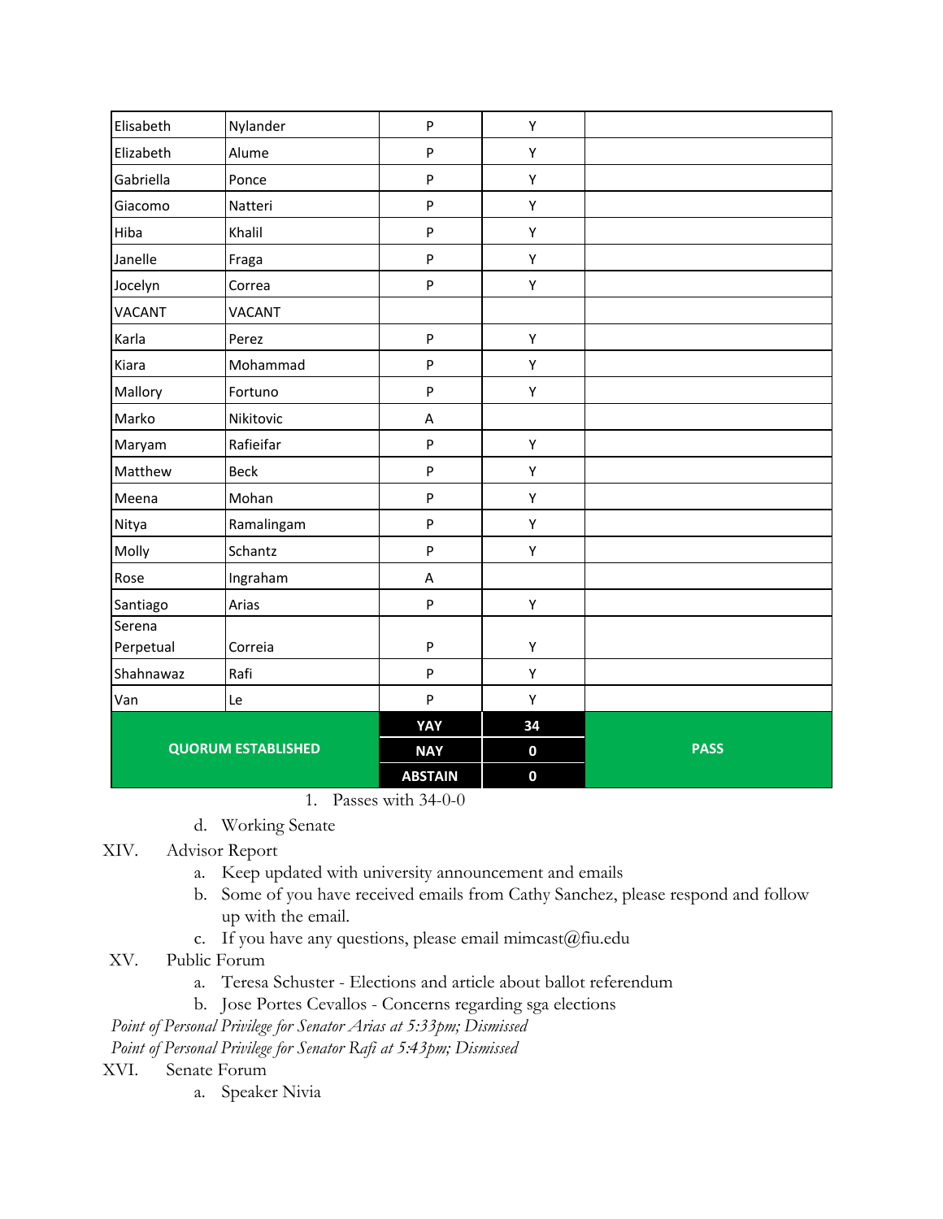| | | | | |
|---|---|---|---|---|
| Elisabeth | Nylander | P | Y | |
| Elizabeth | Alume | P | Y | |
| Gabriella | Ponce | P | Y | |
| Giacomo | Natteri | P | Y | |
| Hiba | Khalil | P | Y | |
| Janelle | Fraga | P | Y | |
| Jocelyn | Correa | P | Y | |
| VACANT | VACANT | | | |
| Karla | Perez | P | Y | |
| Kiara | Mohammad | P | Y | |
| Mallory | Fortuno | P | Y | |
| Marko | Nikitovic | A | | |
| Maryam | Rafieifar | P | Y | |
| Matthew | Beck | P | Y | |
| Meena | Mohan | P | Y | |
| Nitya | Ramalingam | P | Y | |
| Molly | Schantz | P | Y | |
| Rose | Ingraham | A | | |
| Santiago | Arias | P | Y | |
| Serena Perpetual | Correia | P | Y | |
| Shahnawaz | Rafi | P | Y | |
| Van | Le | P | Y | |
| **QUORUM ESTABLISHED** | | **YAY** | **34** | **PASS** |
| | | **NAY** | **0** | |
| | | **ABSTAIN** | **0** | |

1. Passes with 34-0-0

d. Working Senate

XIV. Advisor Report
   a. Keep updated with university announcement and emails
   b. Some of you have received emails from Cathy Sanchez, please respond and follow up with the email.
   c. If you have any questions, please email mimcast@fiu.edu

XV. Public Forum
   a. Teresa Schuster - Elections and article about ballot referendum
   b. Jose Portes Cevallos - Concerns regarding sga elections

*Point of Personal Privilege for Senator Arias at 5:33pm; Dismissed*

*Point of Personal Privilege for Senator Rafi at 5:43pm; Dismissed*

XVI. Senate Forum
   a. Speaker Nivia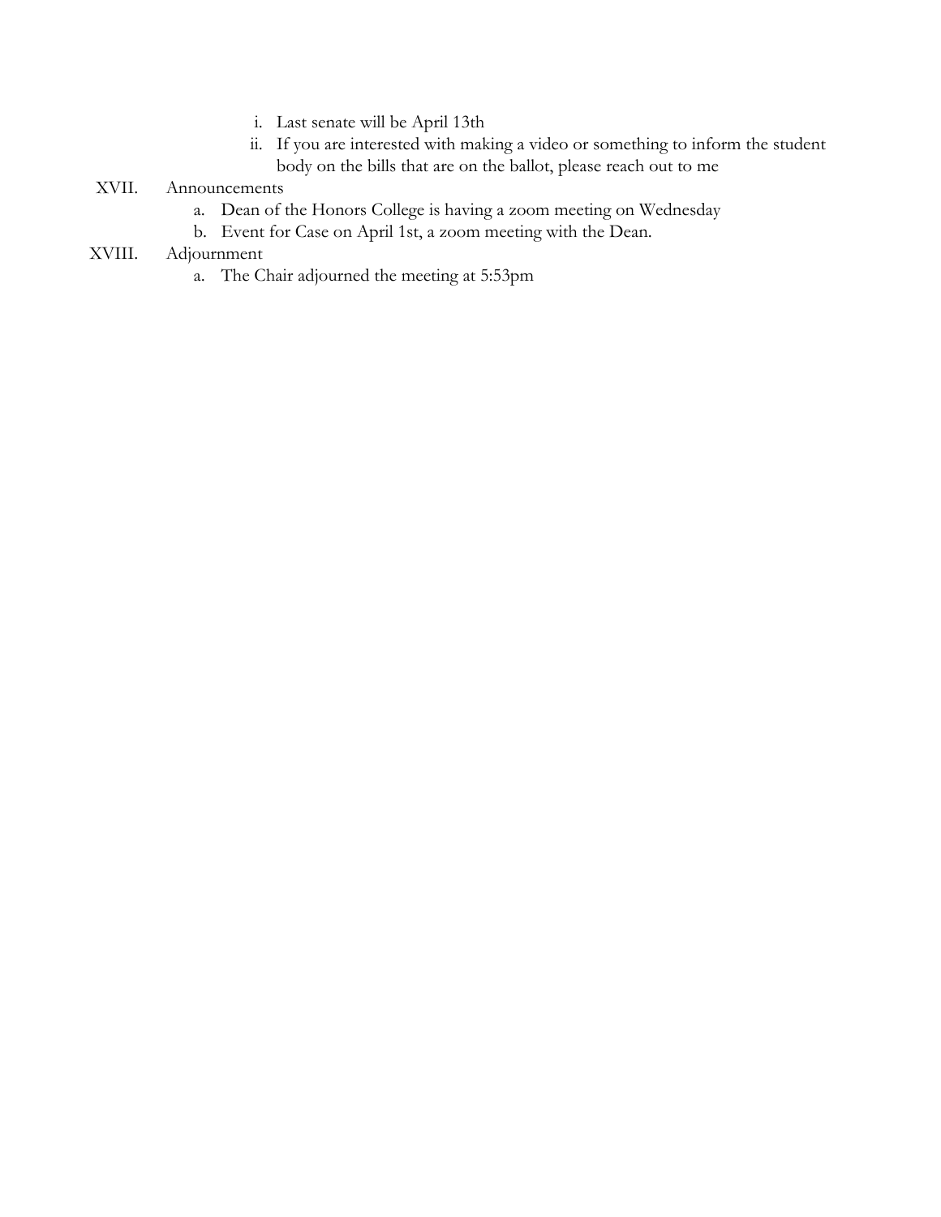i. Last senate will be April 13th
ii. If you are interested with making a video or something to inform the student body on the bills that are on the ballot, please reach out to me

XVII. Announcements

a. Dean of the Honors College is having a zoom meeting on Wednesday
b. Event for Case on April 1st, a zoom meeting with the Dean.

XVIII. Adjournment

a. The Chair adjourned the meeting at 5:53pm